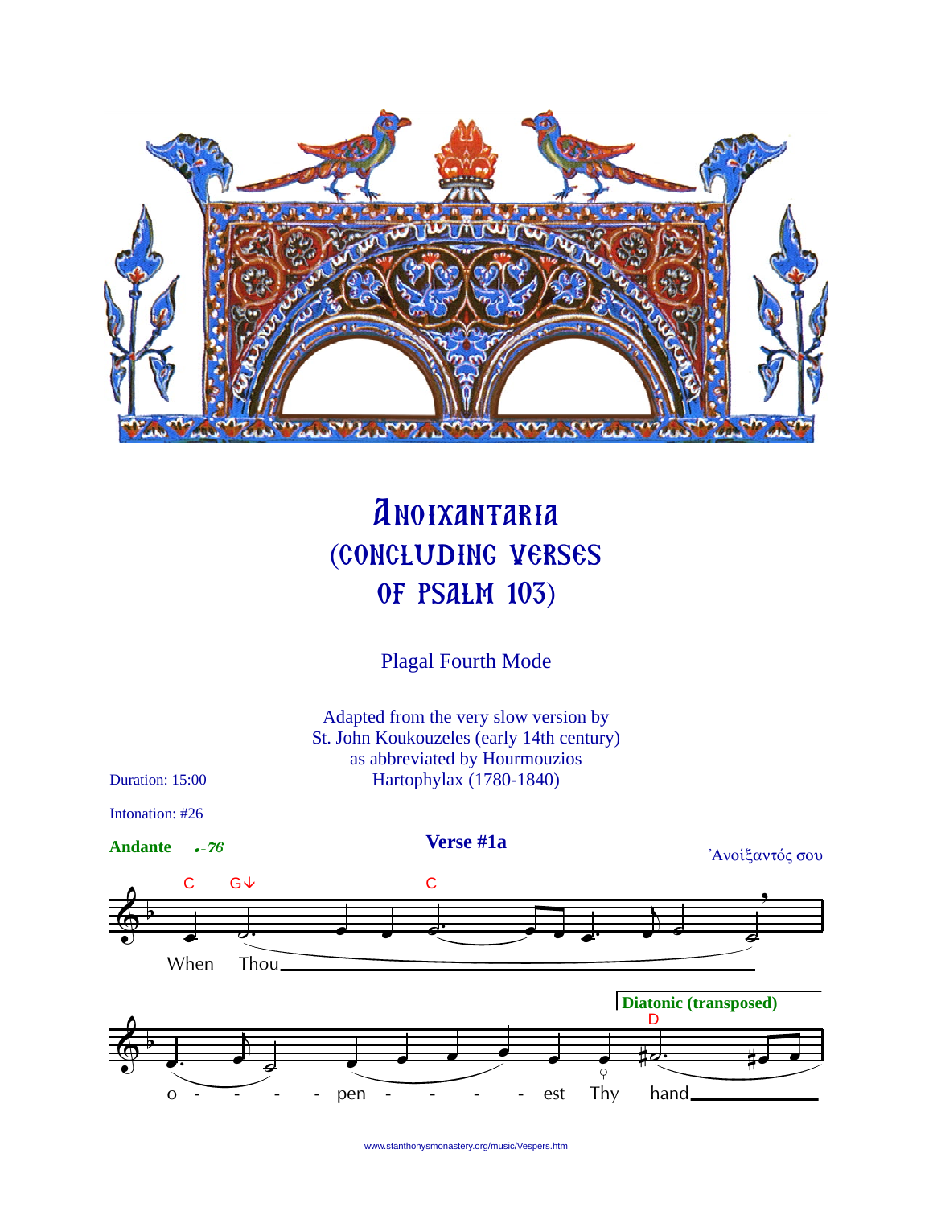# Anoixantaria (Concluding Verses of Psalm 103)

Plagal Fourth Mode

Adapted from the very slow version by
St. John Koukouzeles (early 14th century)
as abbreviated by Hourmouzios
Hartophylax (1780-1840)

Duration: 15:00

Intonation: #26

**Andante** ♩= *76*

**Verse #1a**

Ἀνοίξαντός σου

When Thou \_\_\_ o - - - - pen - - - - est Thy hand \_\_\_

**Diatonic (transposed)**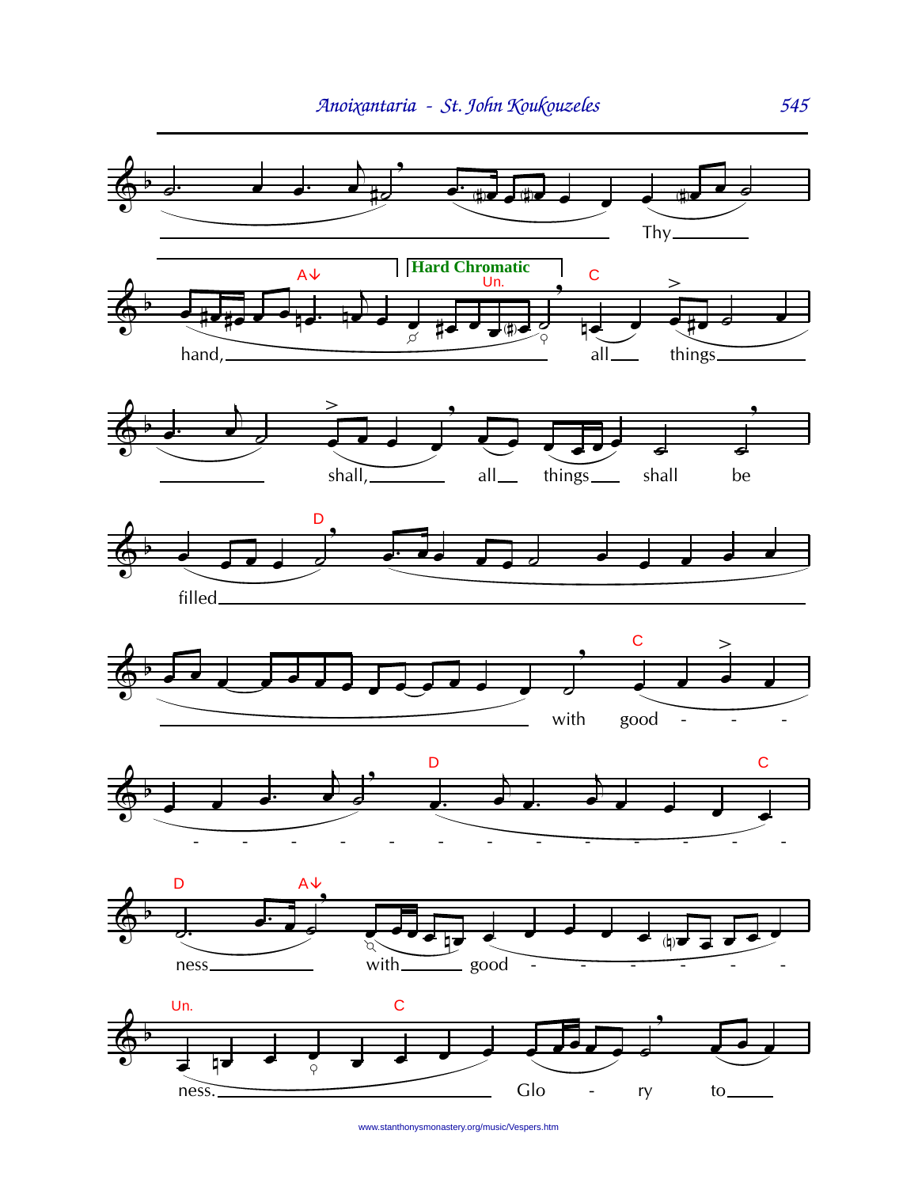Thy ____

hand, ____ all ___ things ____

Hard Chromatic

____ shall, ____ all ___ things ___ shall be

filled ____

____ with good - - -

- - - - - - - - - - - - -

ness ____ with ____ good - - - - - -

ness. ____ Glo - ry to ____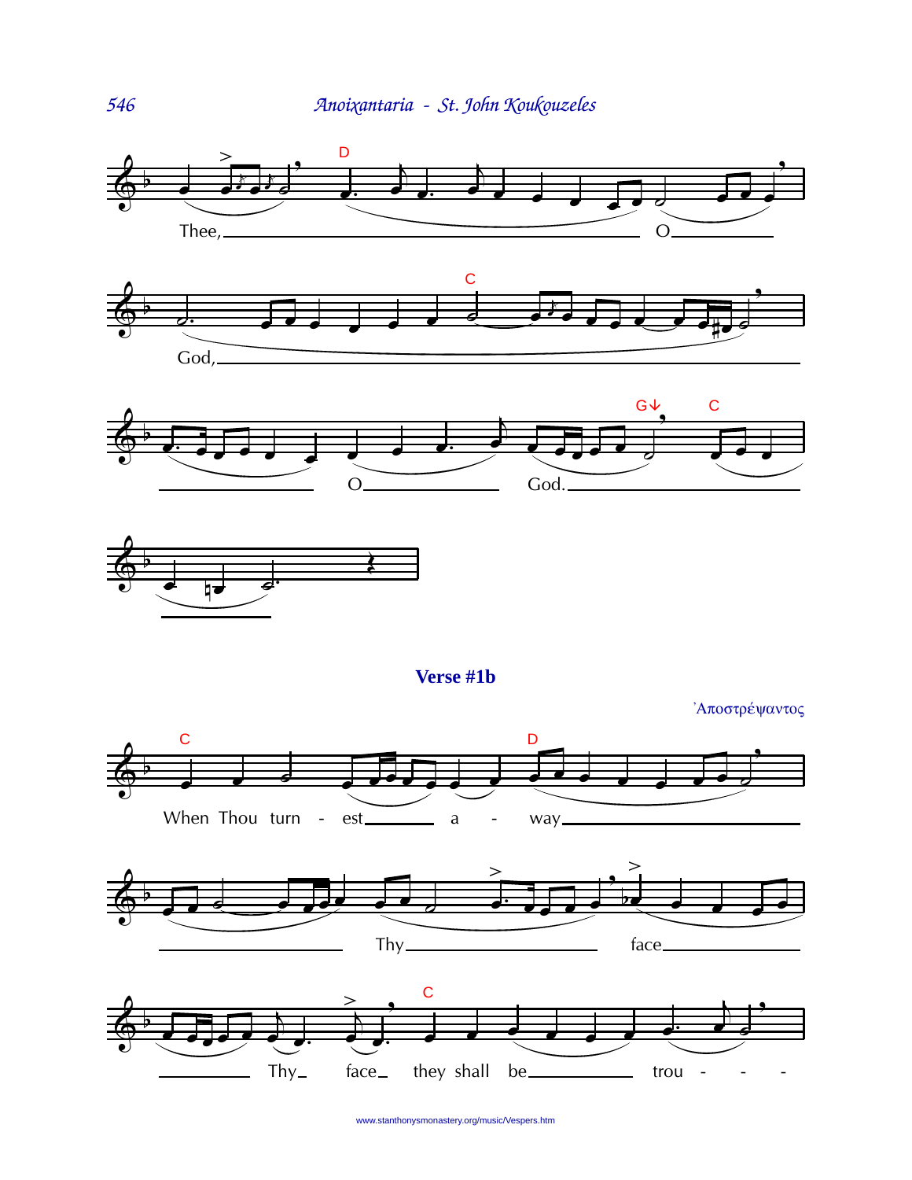Thee, O God, O God.

**Verse #1b**

Ἀποστρέψαντος

When Thou turn - est a - way Thy face Thy face they shall be trou - - -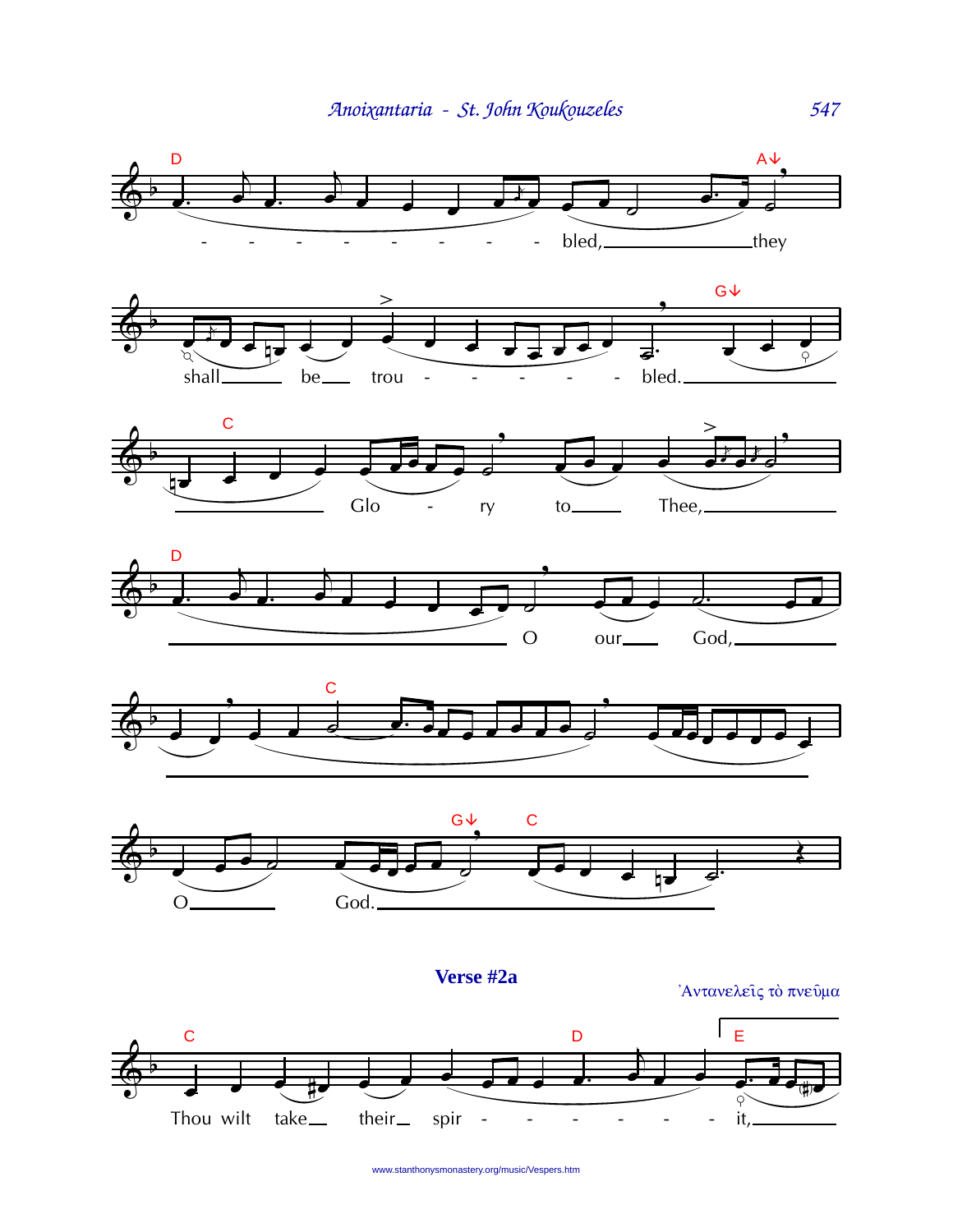- - - - - - - - bled, they shall be trou - - - - - - bled.

Glo - ry to Thee,

O our God,

O God.

**Verse #2a**

Ἀντανελεῖς τὸ πνεῦμα

Thou wilt take their spir - - - - - - it,

www.stanthonysmonastery.org/music/Vespers.htm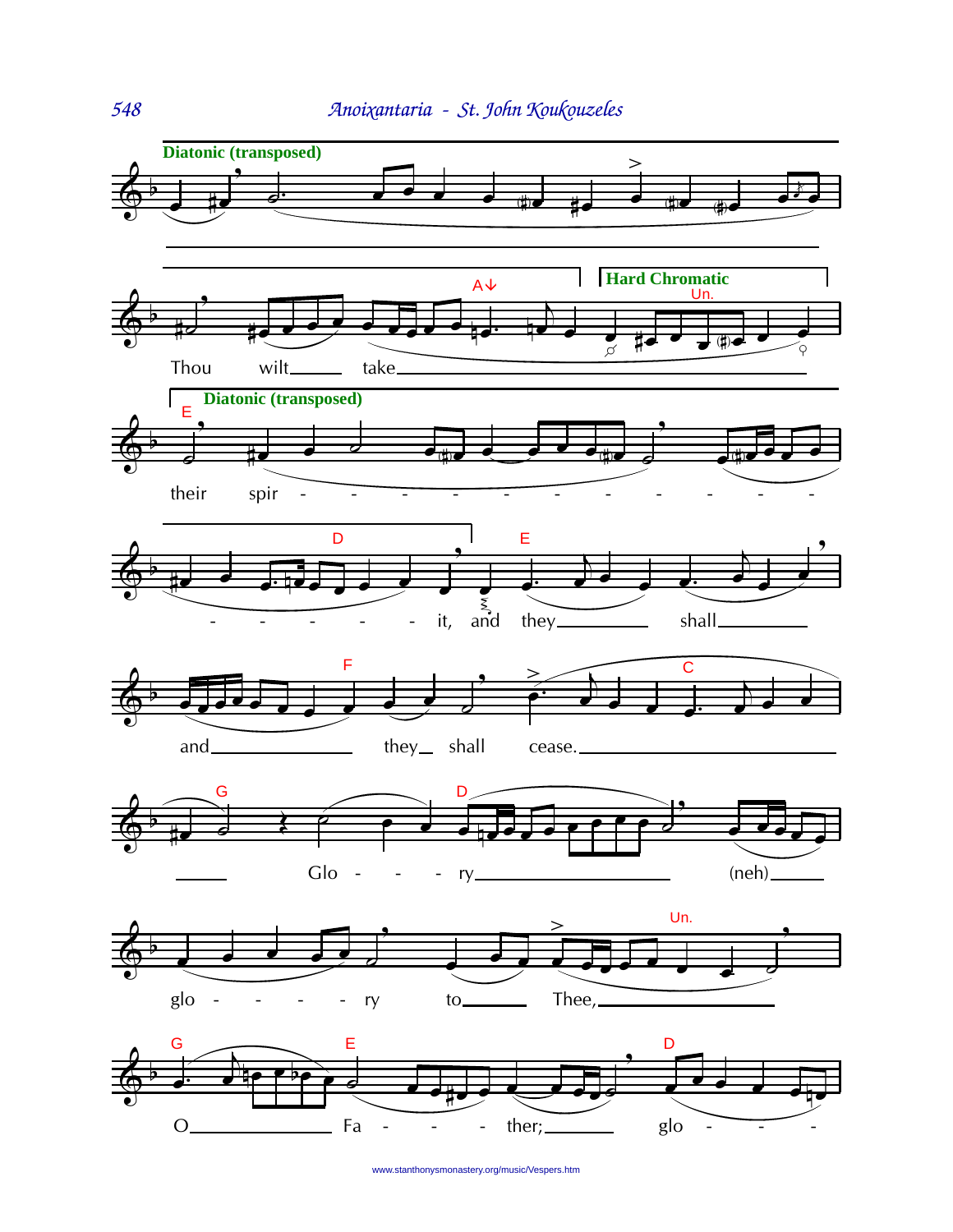**Diatonic (transposed)**

**Hard Chromatic**

Thou wilt take

**Diatonic (transposed)**

their spir - - - - - - - - - - - - - - - - it, and they shall

and they shall cease.

Glo - - - ry (neh)

glo - - - - ry to Thee,

O Fa - - - ther; glo - - -

www.stanthonysmonastery.org/music/Vespers.htm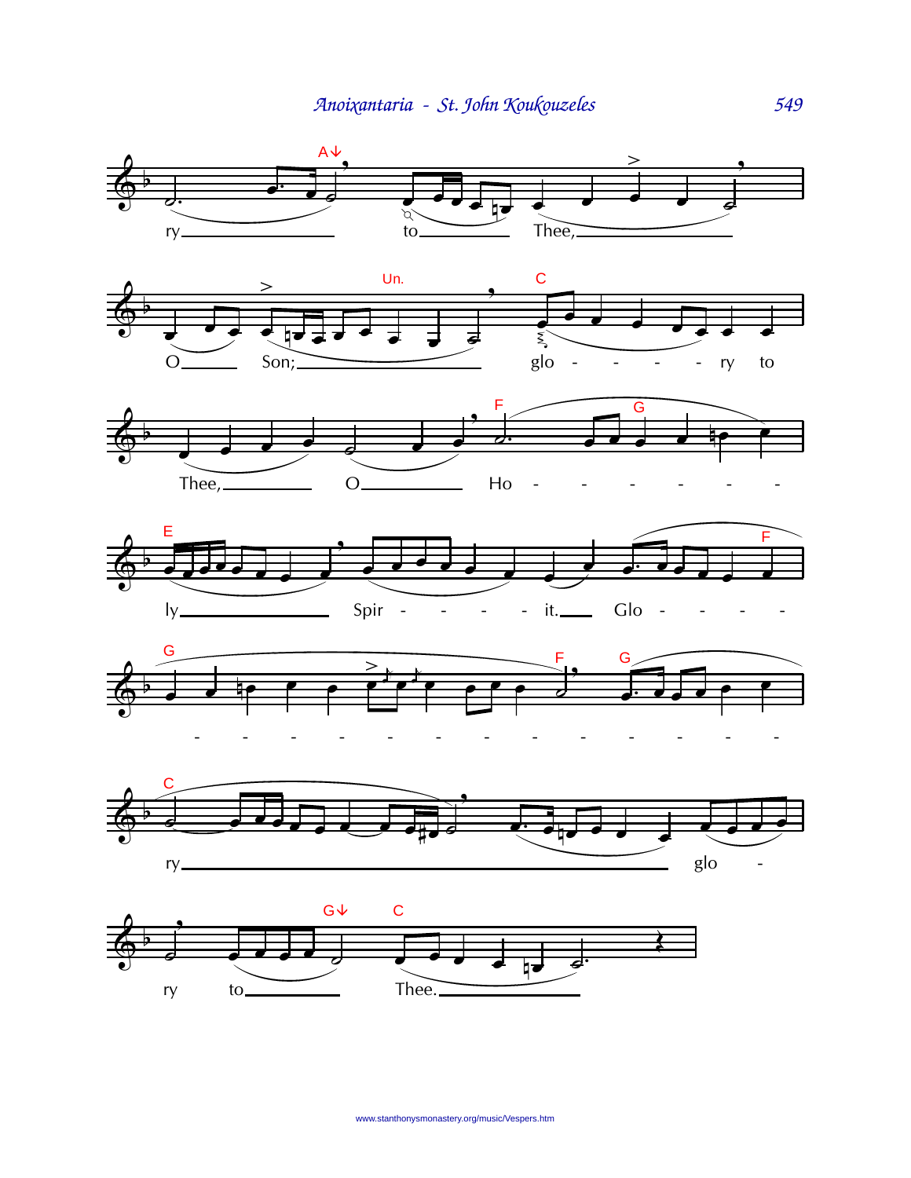ry to Thee, O Son; glo - - - - ry to Thee, O Ho - - - - - - ly Spir - - - - it. Glo - - - - - - - - - - - - - - - - - - - - - ry glo - ry to Thee.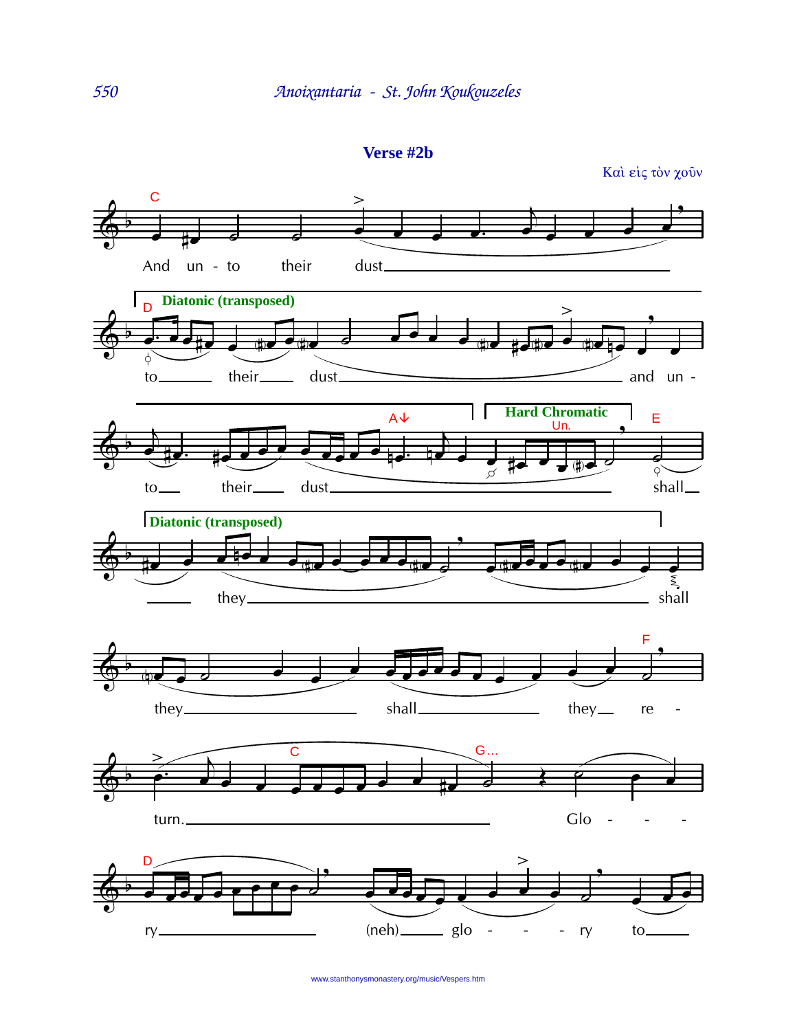## Verse #2b

Καὶ εἰς τὸν χοῦν

C

And un - to their dust

D **Diatonic (transposed)**

to their dust and un -

A↓ **Hard Chromatic** Un. E

to their dust shall

**Diatonic (transposed)**

they shall

they shall they re -

F

C G...

turn. Glo - - -

D

ry (neh) glo - - - ry to

www.stanthonysmonastery.org/music/Vespers.htm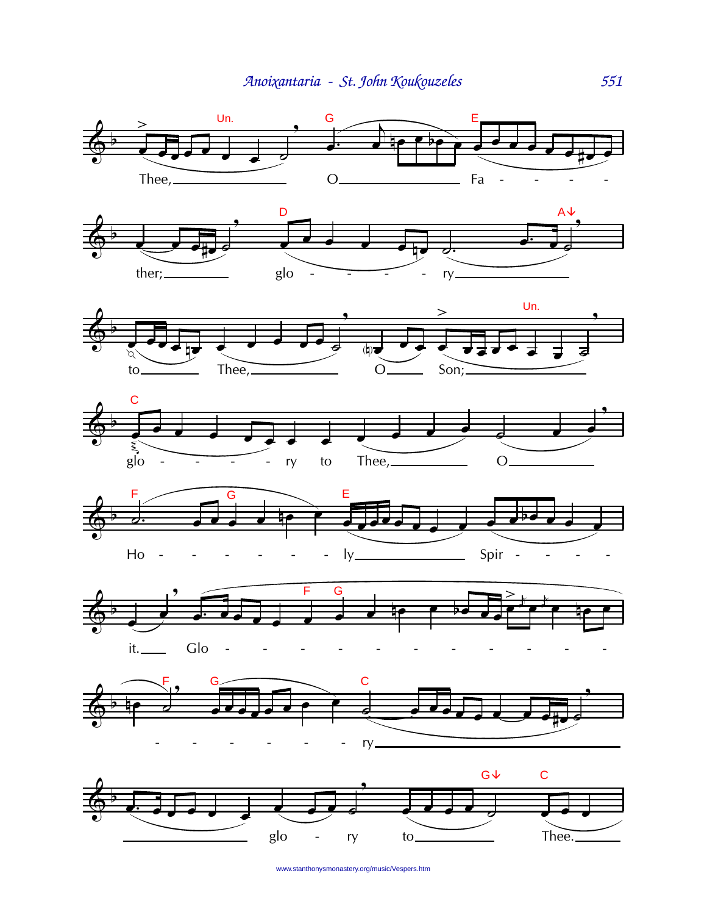Thee, O Fa - ther; glo - ry to Thee, O Son; glo - ry to Thee, O Ho - ly Spir - it. Glo - ry glo - ry to Thee.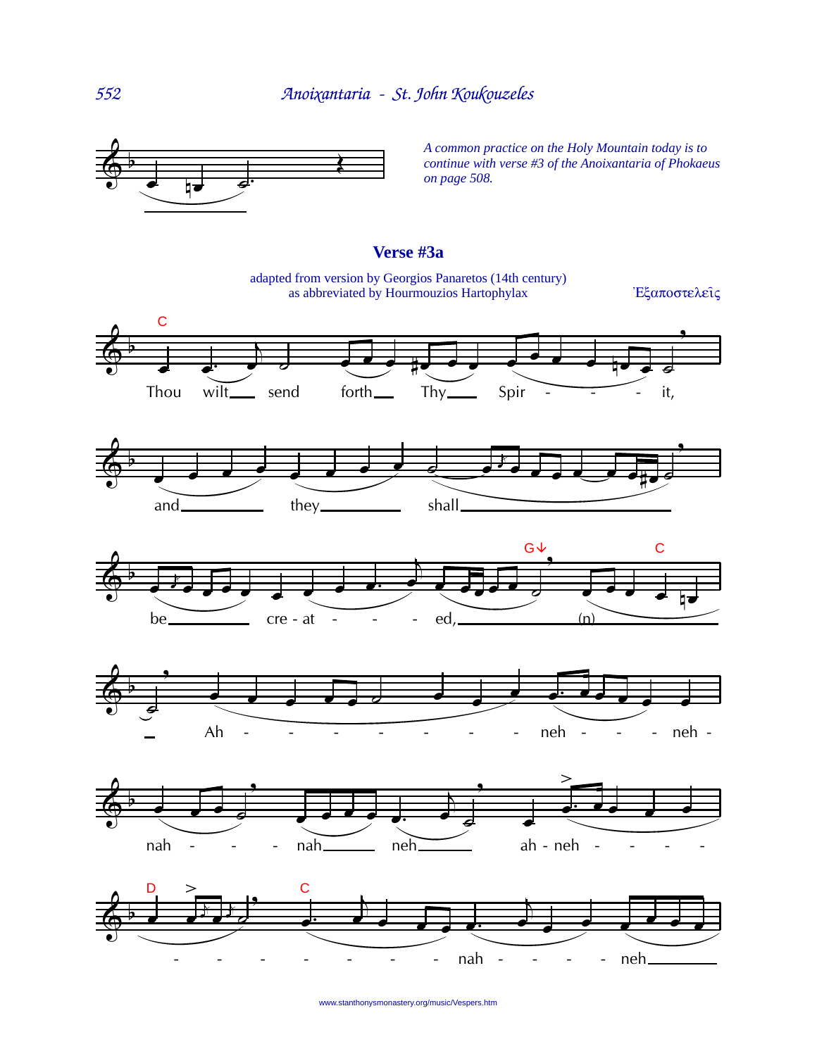*A common practice on the Holy Mountain today is to continue with verse #3 of the Anoixantaria of Phokaeus on page 508.*

## Verse #3a

adapted from version by Georgios Panaretos (14th century)
as abbreviated by Hourmouzios Hartophylax

Ἐξαποστελεῖς

Thou wilt send forth Thy Spirit, and they shall be created, (n) Ah - neh - neh - nah - nah neh ah - neh - nah - neh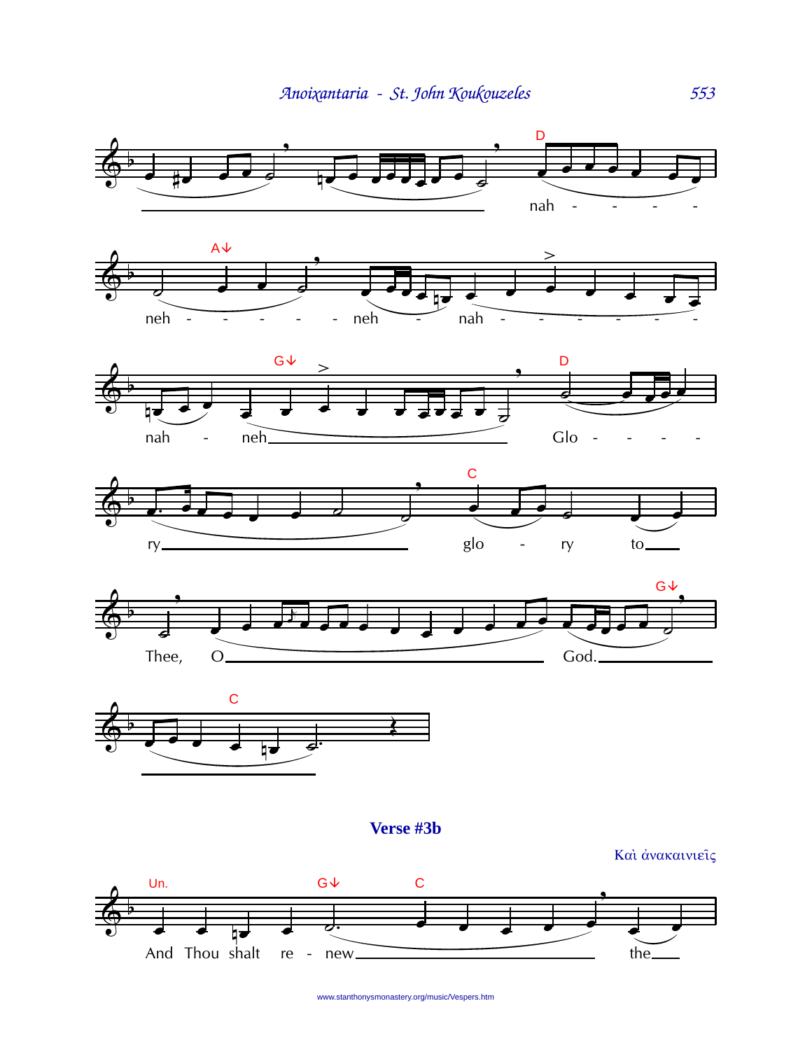nah - - - -

neh - - - - - neh - nah - - - - - - -

nah - neh

Glo - - - -

ry

glo - ry to

Thee, O God.

## Verse #3b

Καὶ ἀνακαινιεῖς

And Thou shalt re - new the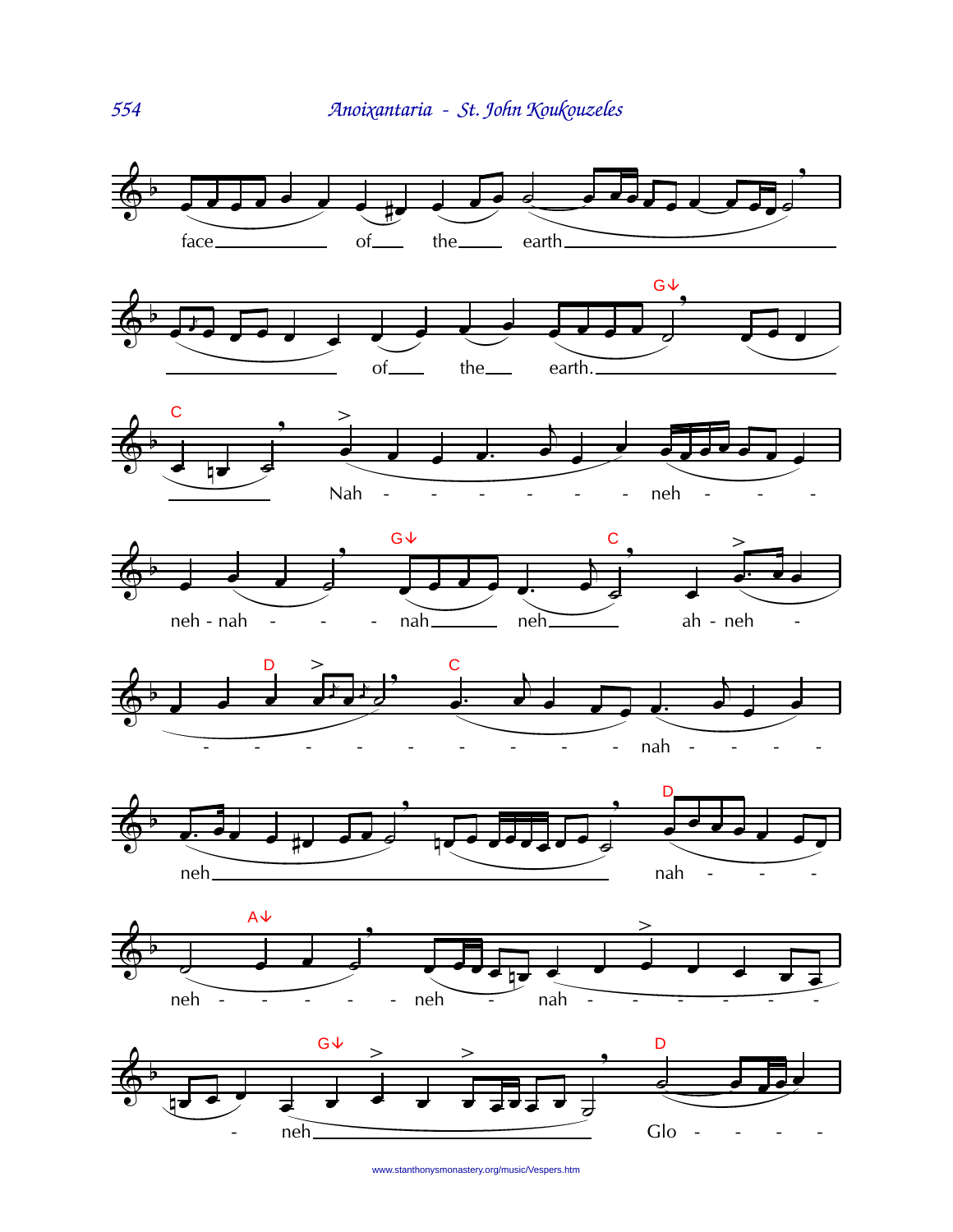face of the earth

of the earth.

Nah - - - - - - neh - - -

neh - nah - - - nah neh ah - neh -

- - - - - - - - - nah - - - -

neh nah - - -

neh - - - - - neh - nah - - - - - -

- neh Glo - - - -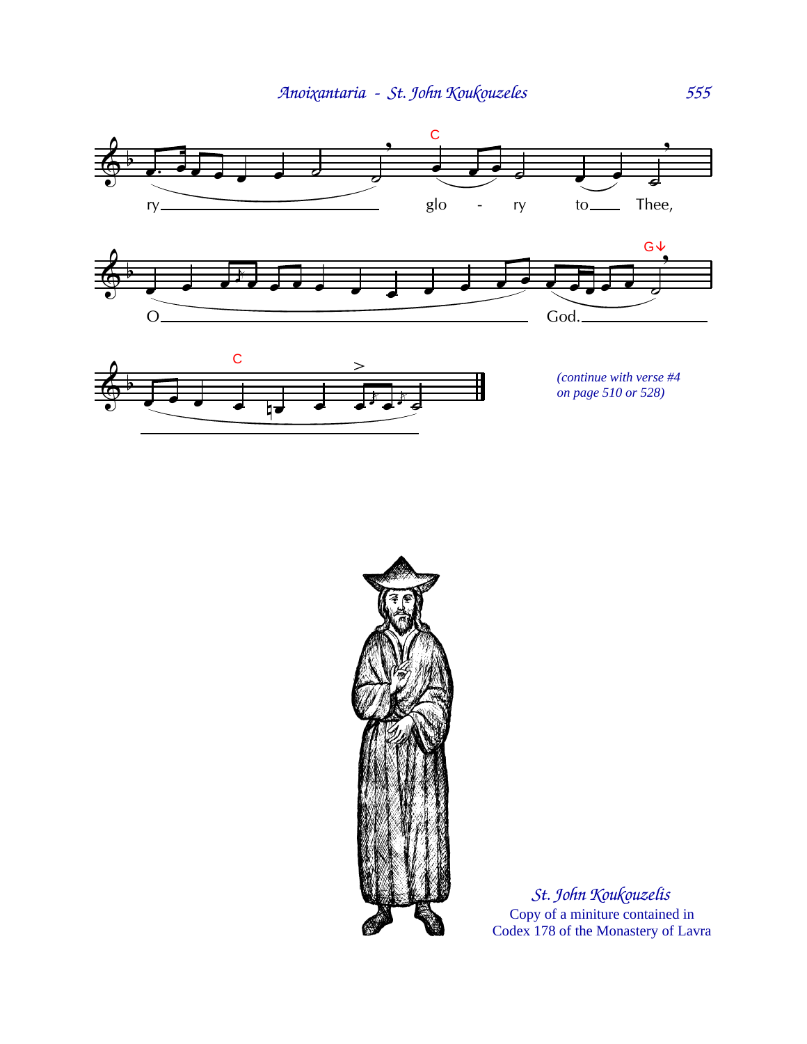ry glo - ry to Thee,

O God.

*(continue with verse #4 on page 510 or 528)*

*St. John Koukouzelis*
Copy of a miniture contained in Codex 178 of the Monastery of Lavra